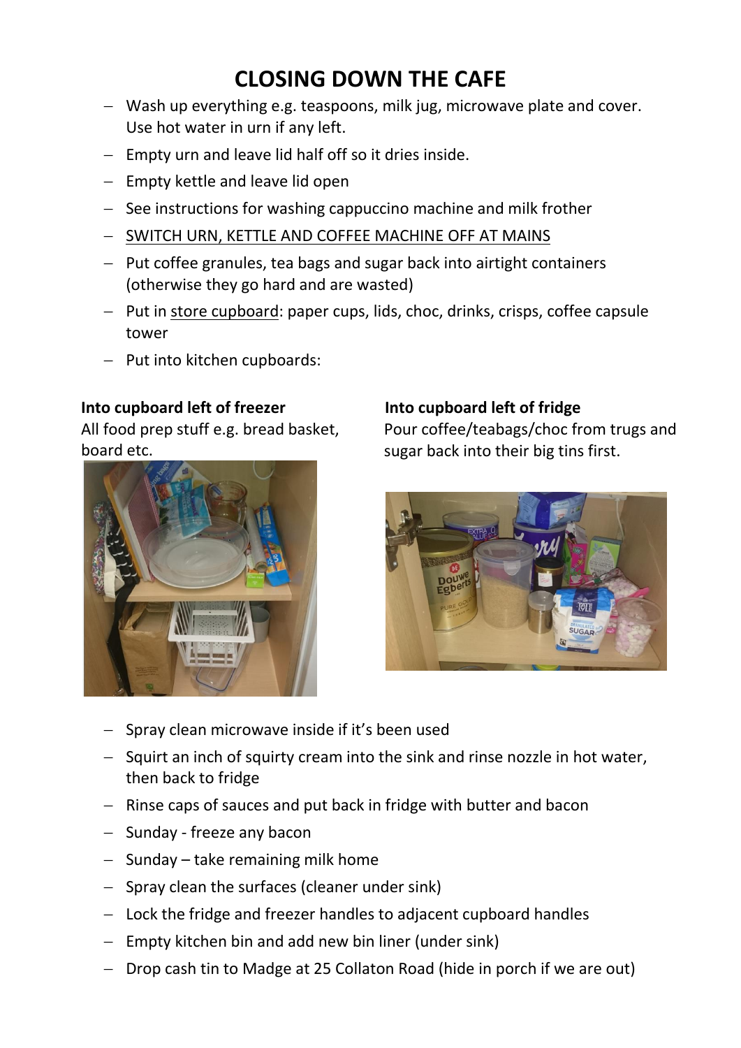# CLOSING DOWN THE CAFE

- Wash up everything e.g. teaspoons, milk jug, microwave plate and cover. Use hot water in urn if any left.
- Empty urn and leave lid half off so it dries inside.
- Empty kettle and leave lid open
- See instructions for washing cappuccino machine and milk frother
- SWITCH URN, KETTLE AND COFFEE MACHINE OFF AT MAINS
- Put coffee granules, tea bags and sugar back into airtight containers (otherwise they go hard and are wasted)
- Put in store cupboard: paper cups, lids, choc, drinks, crisps, coffee capsule tower
- Put into kitchen cupboards:

**Into cupboard left of freezer**
All food prep stuff e.g. bread basket, board etc.

**Into cupboard left of fridge**
Pour coffee/teabags/choc from trugs and sugar back into their big tins first.

- Spray clean microwave inside if it's been used
- Squirt an inch of squirty cream into the sink and rinse nozzle in hot water, then back to fridge
- Rinse caps of sauces and put back in fridge with butter and bacon
- Sunday - freeze any bacon
- Sunday – take remaining milk home
- Spray clean the surfaces (cleaner under sink)
- Lock the fridge and freezer handles to adjacent cupboard handles
- Empty kitchen bin and add new bin liner (under sink)
- Drop cash tin to Madge at 25 Collaton Road (hide in porch if we are out)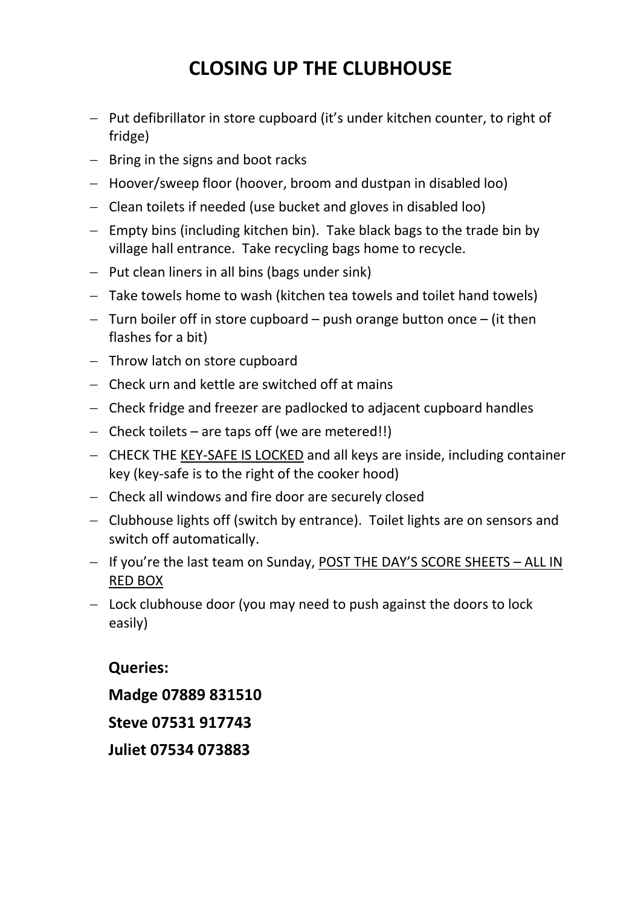# CLOSING UP THE CLUBHOUSE

- Put defibrillator in store cupboard (it's under kitchen counter, to right of fridge)
- Bring in the signs and boot racks
- Hoover/sweep floor (hoover, broom and dustpan in disabled loo)
- Clean toilets if needed (use bucket and gloves in disabled loo)
- Empty bins (including kitchen bin). Take black bags to the trade bin by village hall entrance. Take recycling bags home to recycle.
- Put clean liners in all bins (bags under sink)
- Take towels home to wash (kitchen tea towels and toilet hand towels)
- Turn boiler off in store cupboard – push orange button once – (it then flashes for a bit)
- Throw latch on store cupboard
- Check urn and kettle are switched off at mains
- Check fridge and freezer are padlocked to adjacent cupboard handles
- Check toilets – are taps off (we are metered!!)
- CHECK THE <u>KEY-SAFE IS LOCKED</u> and all keys are inside, including container key (key-safe is to the right of the cooker hood)
- Check all windows and fire door are securely closed
- Clubhouse lights off (switch by entrance). Toilet lights are on sensors and switch off automatically.
- If you're the last team on Sunday, <u>POST THE DAY'S SCORE SHEETS – ALL IN RED BOX</u>
- Lock clubhouse door (you may need to push against the doors to lock easily)

**Queries:**

**Madge 07889 831510**

**Steve 07531 917743**

**Juliet 07534 073883**